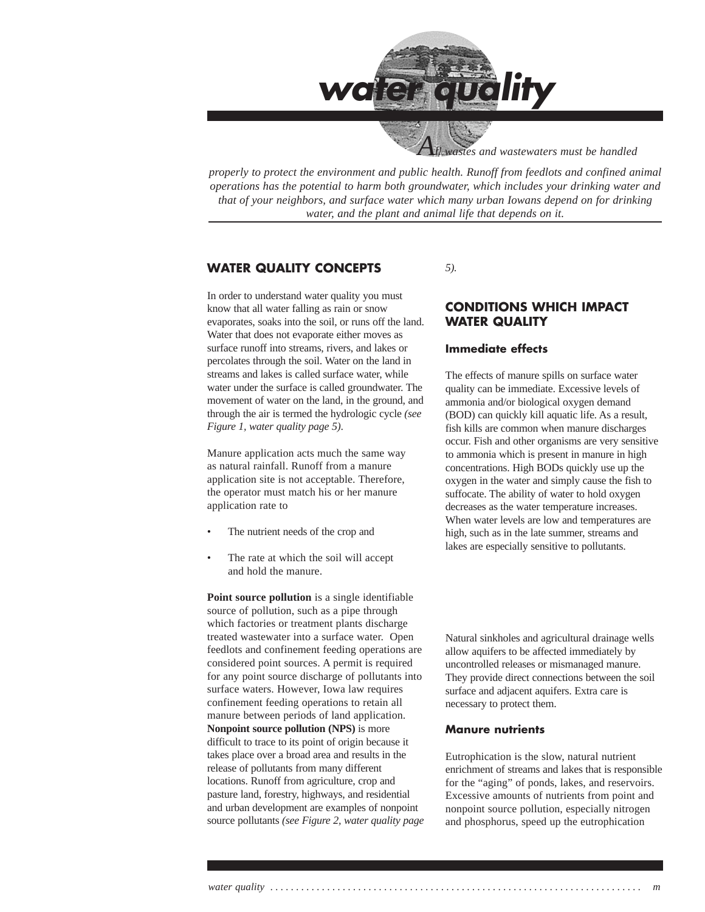# water quality

*All wastes and wastewaters must be handled properly to protect the environment and public health. Runoff from feedlots and confined animal operations has the potential to harm both groundwater, which includes your drinking water and that of your neighbors, and surface water which many urban Iowans depend on for drinking water, and the plant and animal life that depends on it.*

## WATER QUALITY CONCEPTS

In order to understand water quality you must know that all water falling as rain or snow evaporates, soaks into the soil, or runs off the land. Water that does not evaporate either moves as surface runoff into streams, rivers, and lakes or percolates through the soil. Water on the land in streams and lakes is called surface water, while water under the surface is called groundwater. The movement of water on the land, in the ground, and through the air is termed the hydrologic cycle *(see Figure 1, water quality page 5)*.

Manure application acts much the same way as natural rainfall. Runoff from a manure application site is not acceptable. Therefore, the operator must match his or her manure application rate to

- The nutrient needs of the crop and
- The rate at which the soil will accept and hold the manure.

**Point source pollution** is a single identifiable source of pollution, such as a pipe through which factories or treatment plants discharge treated wastewater into a surface water. Open feedlots and confinement feeding operations are considered point sources. A permit is required for any point source discharge of pollutants into surface waters. However, Iowa law requires confinement feeding operations to retain all manure between periods of land application. **Nonpoint source pollution (NPS)** is more difficult to trace to its point of origin because it takes place over a broad area and results in the release of pollutants from many different locations. Runoff from agriculture, crop and pasture land, forestry, highways, and residential and urban development are examples of nonpoint source pollutants *(see Figure 2, water quality page 5).*

## CONDITIONS WHICH IMPACT WATER QUALITY

### Immediate effects

The effects of manure spills on surface water quality can be immediate. Excessive levels of ammonia and/or biological oxygen demand (BOD) can quickly kill aquatic life. As a result, fish kills are common when manure discharges occur. Fish and other organisms are very sensitive to ammonia which is present in manure in high concentrations. High BODs quickly use up the oxygen in the water and simply cause the fish to suffocate. The ability of water to hold oxygen decreases as the water temperature increases. When water levels are low and temperatures are high, such as in the late summer, streams and lakes are especially sensitive to pollutants.

Natural sinkholes and agricultural drainage wells allow aquifers to be affected immediately by uncontrolled releases or mismanaged manure. They provide direct connections between the soil surface and adjacent aquifers. Extra care is necessary to protect them.

### Manure nutrients

Eutrophication is the slow, natural nutrient enrichment of streams and lakes that is responsible for the "aging" of ponds, lakes, and reservoirs. Excessive amounts of nutrients from point and nonpoint source pollution, especially nitrogen and phosphorus, speed up the eutrophication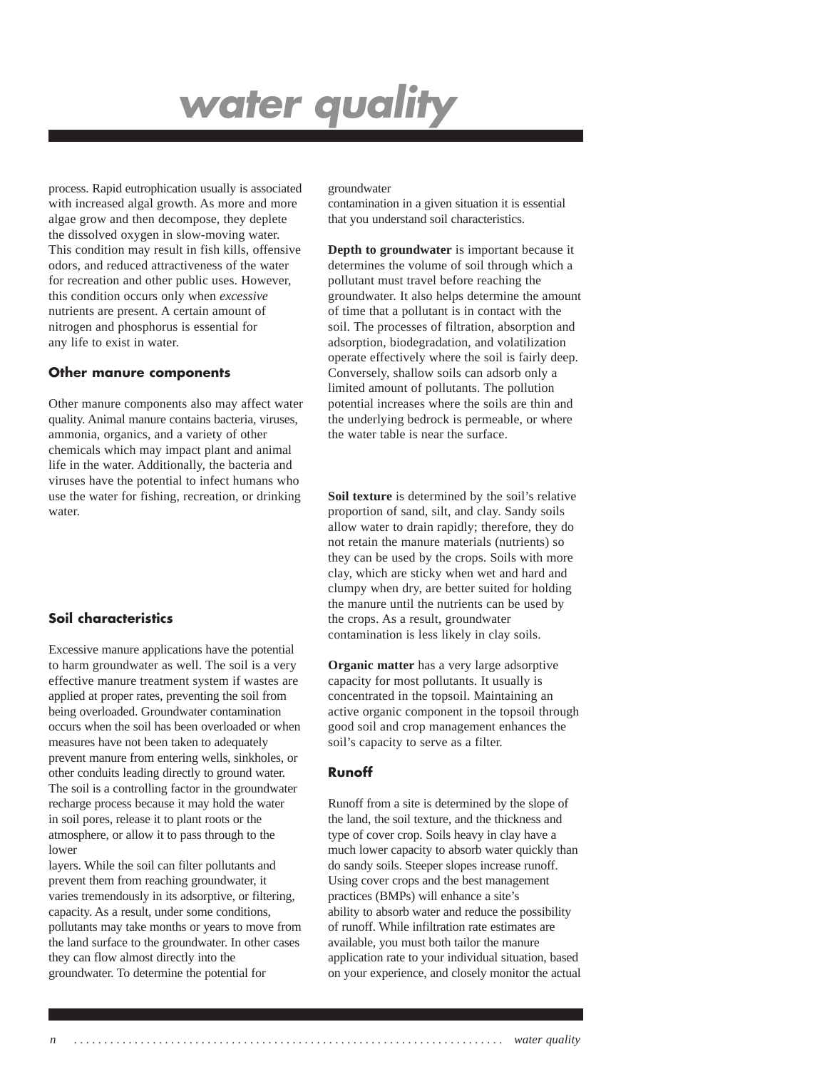process. Rapid eutrophication usually is associated with increased algal growth. As more and more algae grow and then decompose, they deplete the dissolved oxygen in slow-moving water. This condition may result in fish kills, offensive odors, and reduced attractiveness of the water for recreation and other public uses. However, this condition occurs only when *excessive* nutrients are present. A certain amount of nitrogen and phosphorus is essential for any life to exist in water.

### Other manure components

Other manure components also may affect water quality. Animal manure contains bacteria, viruses, ammonia, organics, and a variety of other chemicals which may impact plant and animal life in the water. Additionally, the bacteria and viruses have the potential to infect humans who use the water for fishing, recreation, or drinking water.

### Soil characteristics

Excessive manure applications have the potential to harm groundwater as well. The soil is a very effective manure treatment system if wastes are applied at proper rates, preventing the soil from being overloaded. Groundwater contamination occurs when the soil has been overloaded or when measures have not been taken to adequately prevent manure from entering wells, sinkholes, or other conduits leading directly to ground water. The soil is a controlling factor in the groundwater recharge process because it may hold the water in soil pores, release it to plant roots or the atmosphere, or allow it to pass through to the lower layers. While the soil can filter pollutants and prevent them from reaching groundwater, it varies tremendously in its adsorptive, or filtering, capacity. As a result, under some conditions, pollutants may take months or years to move from the land surface to the groundwater. In other cases they can flow almost directly into the groundwater. To determine the potential for groundwater contamination in a given situation it is essential that you understand soil characteristics.

**Depth to groundwater** is important because it determines the volume of soil through which a pollutant must travel before reaching the groundwater. It also helps determine the amount of time that a pollutant is in contact with the soil. The processes of filtration, absorption and adsorption, biodegradation, and volatilization operate effectively where the soil is fairly deep. Conversely, shallow soils can adsorb only a limited amount of pollutants. The pollution potential increases where the soils are thin and the underlying bedrock is permeable, or where the water table is near the surface.

**Soil texture** is determined by the soil's relative proportion of sand, silt, and clay. Sandy soils allow water to drain rapidly; therefore, they do not retain the manure materials (nutrients) so they can be used by the crops. Soils with more clay, which are sticky when wet and hard and clumpy when dry, are better suited for holding the manure until the nutrients can be used by the crops. As a result, groundwater contamination is less likely in clay soils.

**Organic matter** has a very large adsorptive capacity for most pollutants. It usually is concentrated in the topsoil. Maintaining an active organic component in the topsoil through good soil and crop management enhances the soil's capacity to serve as a filter.

### Runoff

Runoff from a site is determined by the slope of the land, the soil texture, and the thickness and type of cover crop. Soils heavy in clay have a much lower capacity to absorb water quickly than do sandy soils. Steeper slopes increase runoff. Using cover crops and the best management practices (BMPs) will enhance a site's ability to absorb water and reduce the possibility of runoff. While infiltration rate estimates are available, you must both tailor the manure application rate to your individual situation, based on your experience, and closely monitor the actual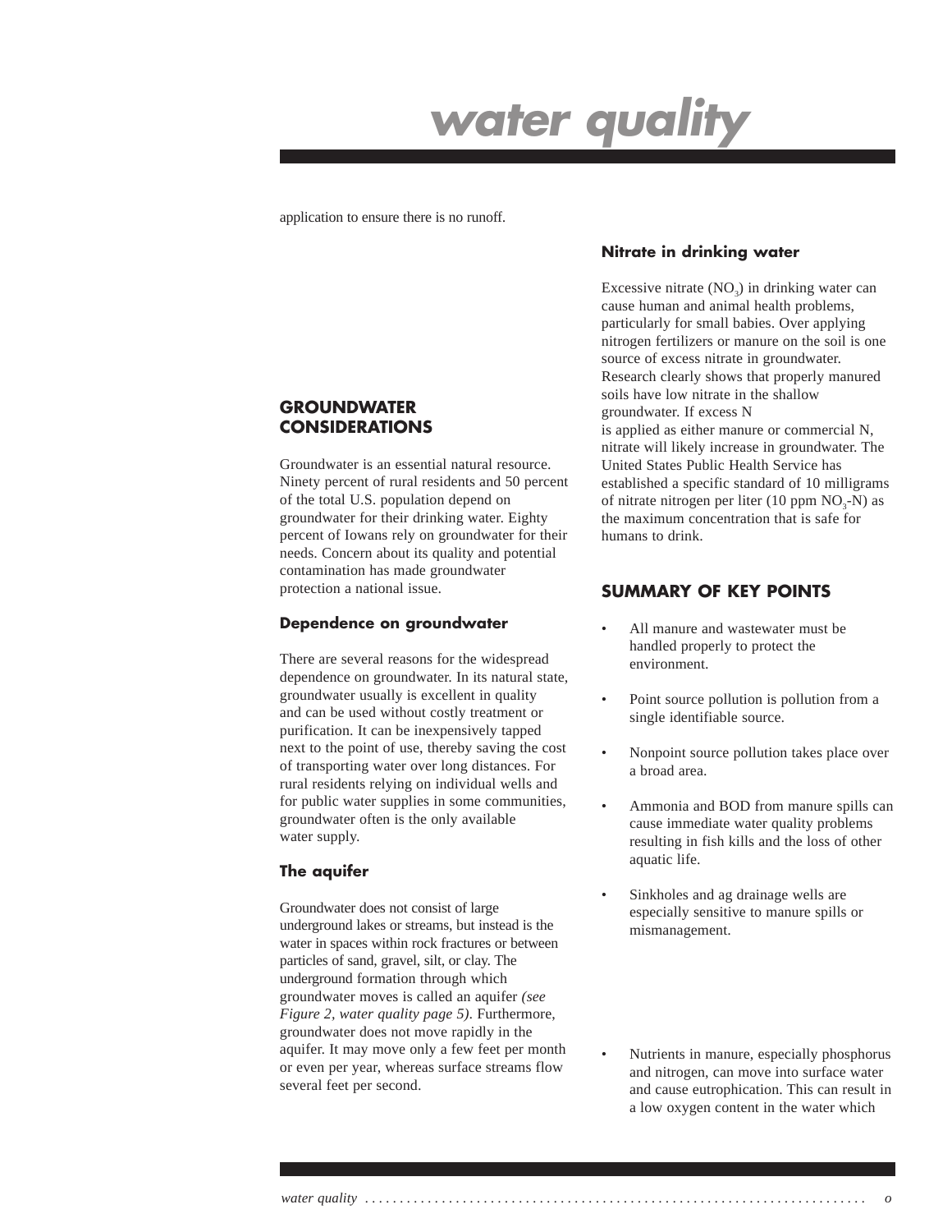application to ensure there is no runoff.

## GROUNDWATER CONSIDERATIONS

Groundwater is an essential natural resource. Ninety percent of rural residents and 50 percent of the total U.S. population depend on groundwater for their drinking water. Eighty percent of Iowans rely on groundwater for their needs. Concern about its quality and potential contamination has made groundwater protection a national issue.

### Dependence on groundwater

There are several reasons for the widespread dependence on groundwater. In its natural state, groundwater usually is excellent in quality and can be used without costly treatment or purification. It can be inexpensively tapped next to the point of use, thereby saving the cost of transporting water over long distances. For rural residents relying on individual wells and for public water supplies in some communities, groundwater often is the only available water supply.

### The aquifer

Groundwater does not consist of large underground lakes or streams, but instead is the water in spaces within rock fractures or between particles of sand, gravel, silt, or clay. The underground formation through which groundwater moves is called an aquifer *(see Figure 2, water quality page 5)*. Furthermore, groundwater does not move rapidly in the aquifer. It may move only a few feet per month or even per year, whereas surface streams flow several feet per second.

### Nitrate in drinking water

Excessive nitrate ($NO_3$) in drinking water can cause human and animal health problems, particularly for small babies. Over applying nitrogen fertilizers or manure on the soil is one source of excess nitrate in groundwater. Research clearly shows that properly manured soils have low nitrate in the shallow groundwater. If excess N is applied as either manure or commercial N, nitrate will likely increase in groundwater. The United States Public Health Service has established a specific standard of 10 milligrams of nitrate nitrogen per liter (10 ppm $NO_3$-N) as the maximum concentration that is safe for humans to drink.

## SUMMARY OF KEY POINTS

- All manure and wastewater must be handled properly to protect the environment.
- Point source pollution is pollution from a single identifiable source.
- Nonpoint source pollution takes place over a broad area.
- Ammonia and BOD from manure spills can cause immediate water quality problems resulting in fish kills and the loss of other aquatic life.
- Sinkholes and ag drainage wells are especially sensitive to manure spills or mismanagement.
- Nutrients in manure, especially phosphorus and nitrogen, can move into surface water and cause eutrophication. This can result in a low oxygen content in the water which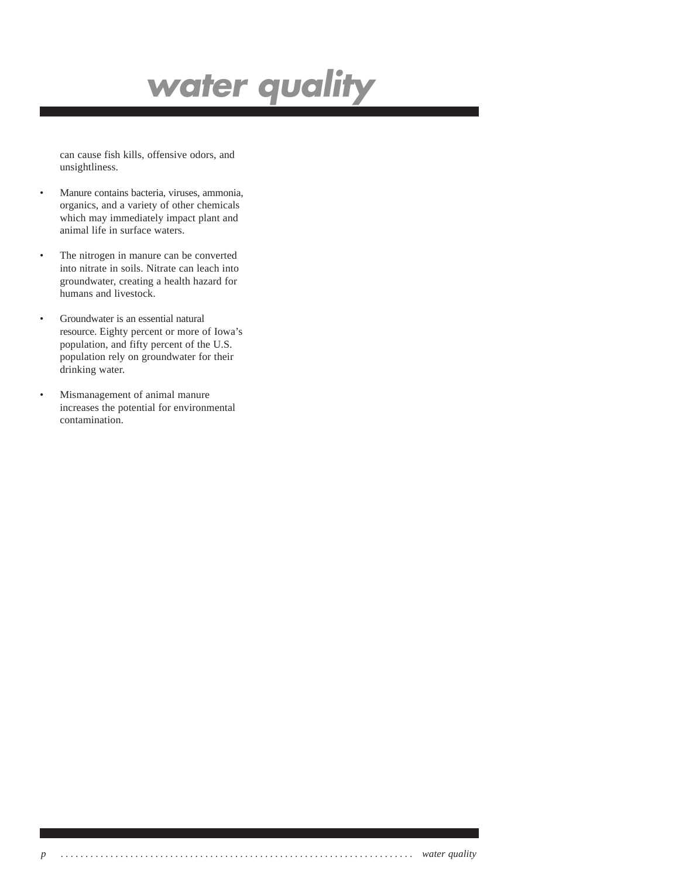can cause fish kills, offensive odors, and unsightliness.

- Manure contains bacteria, viruses, ammonia, organics, and a variety of other chemicals which may immediately impact plant and animal life in surface waters.

- The nitrogen in manure can be converted into nitrate in soils. Nitrate can leach into groundwater, creating a health hazard for humans and livestock.

- Groundwater is an essential natural resource. Eighty percent or more of Iowa's population, and fifty percent of the U.S. population rely on groundwater for their drinking water.

- Mismanagement of animal manure increases the potential for environmental contamination.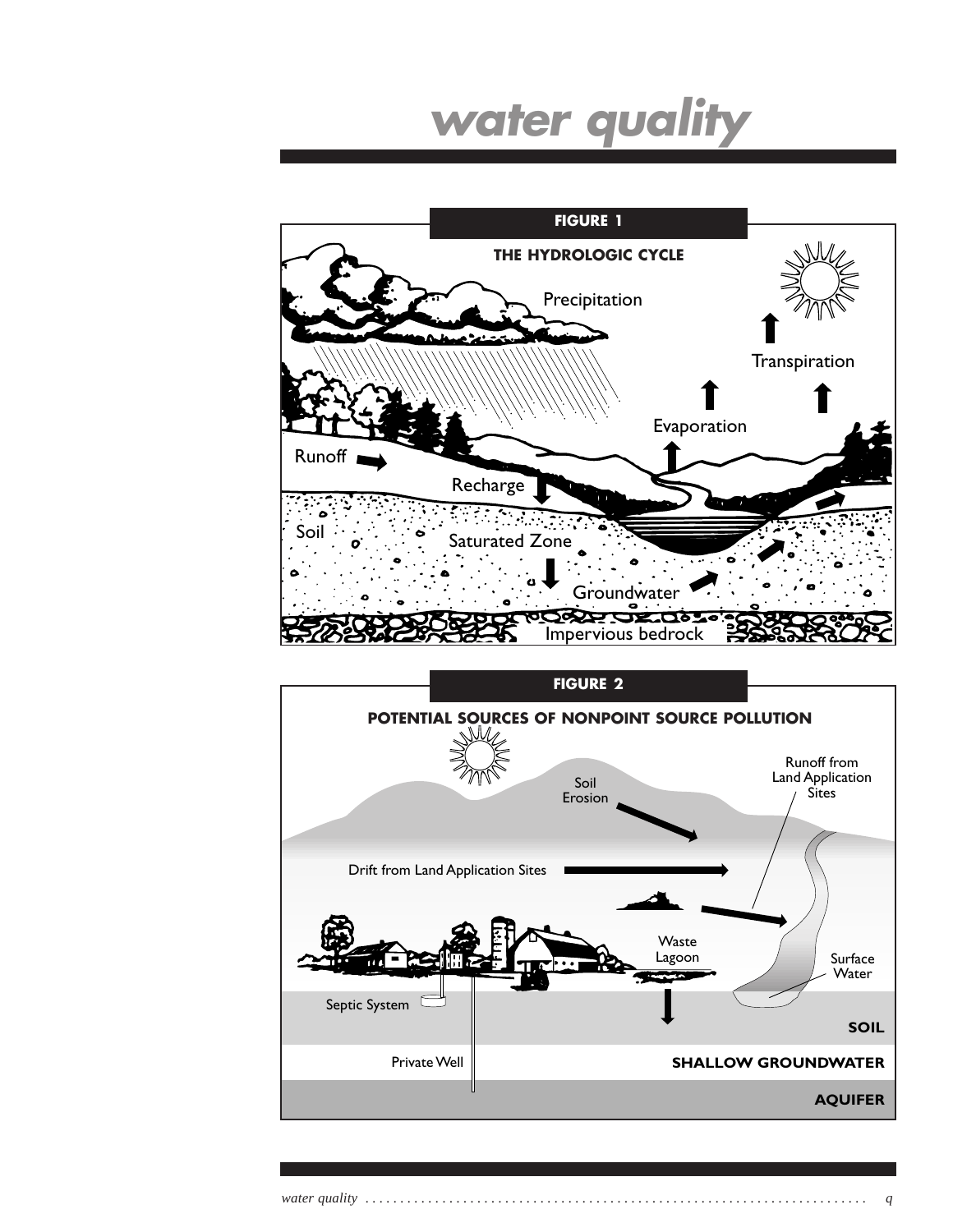# water quality

**FIGURE 1**

**THE HYDROLOGIC CYCLE**

Precipitation

Transpiration

Evaporation

Runoff

Recharge

Soil

Saturated Zone

Groundwater

Impervious bedrock

**FIGURE 2**

**POTENTIAL SOURCES OF NONPOINT SOURCE POLLUTION**

Soil Erosion

Runoff from Land Application Sites

Drift from Land Application Sites

Waste Lagoon

Surface Water

Septic System

**SOIL**

Private Well

**SHALLOW GROUNDWATER**

**AQUIFER**